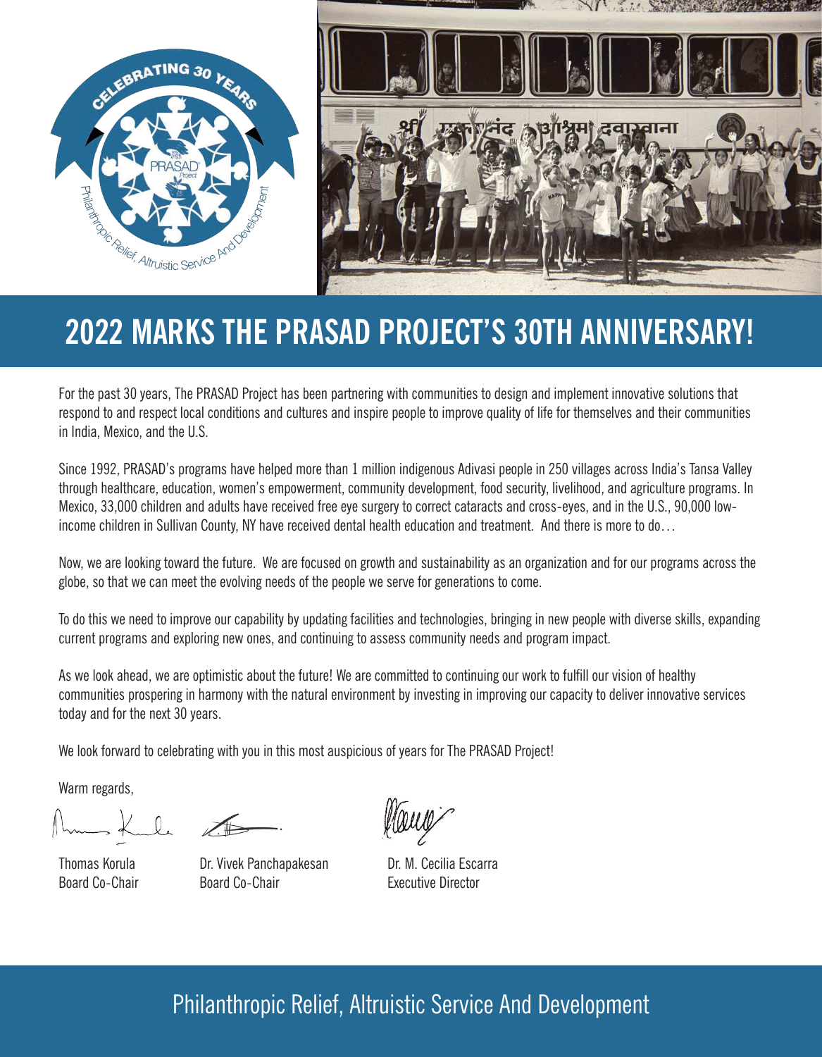# 2022 MARKS THE PRASAD PROJECT'S 30TH ANNIVERSARY!

For the past 30 years, The PRASAD Project has been partnering with communities to design and implement innovative solutions that respond to and respect local conditions and cultures and inspire people to improve quality of life for themselves and their communities in India, Mexico, and the U.S.

Since 1992, PRASAD's programs have helped more than 1 million indigenous Adivasi people in 250 villages across India's Tansa Valley through healthcare, education, women's empowerment, community development, food security, livelihood, and agriculture programs. In Mexico, 33,000 children and adults have received free eye surgery to correct cataracts and cross-eyes, and in the U.S., 90,000 low-income children in Sullivan County, NY have received dental health education and treatment. And there is more to do…

Now, we are looking toward the future. We are focused on growth and sustainability as an organization and for our programs across the globe, so that we can meet the evolving needs of the people we serve for generations to come.

To do this we need to improve our capability by updating facilities and technologies, bringing in new people with diverse skills, expanding current programs and exploring new ones, and continuing to assess community needs and program impact.

As we look ahead, we are optimistic about the future! We are committed to continuing our work to fulfill our vision of healthy communities prospering in harmony with the natural environment by investing in improving our capacity to deliver innovative services today and for the next 30 years.

We look forward to celebrating with you in this most auspicious of years for The PRASAD Project!

Warm regards,

Thomas Korula
Board Co-Chair

Dr. Vivek Panchapakesan
Board Co-Chair

Dr. M. Cecilia Escarra
Executive Director

Philanthropic Relief, Altruistic Service And Development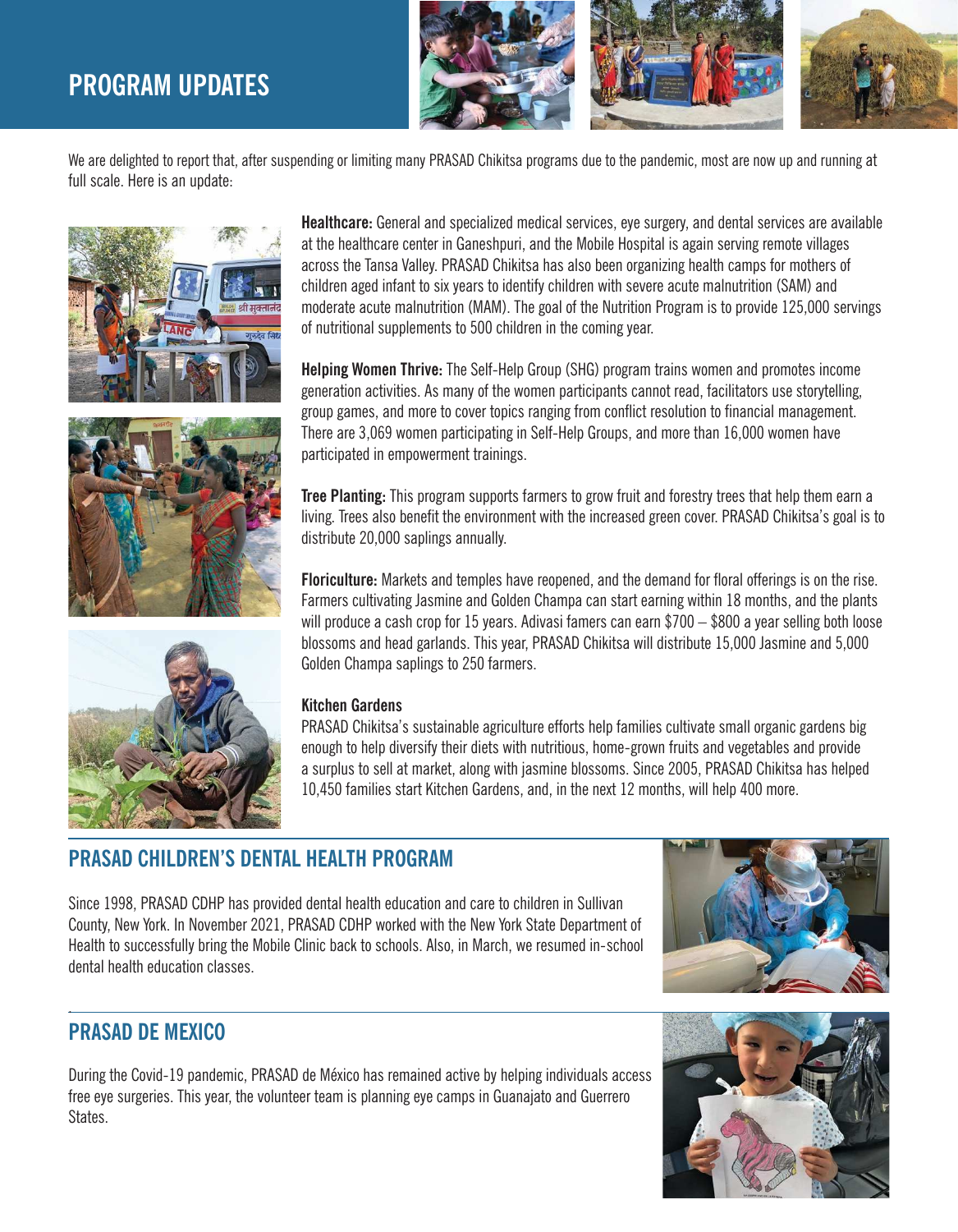# PROGRAM UPDATES

We are delighted to report that, after suspending or limiting many PRASAD Chikitsa programs due to the pandemic, most are now up and running at full scale. Here is an update:

**Healthcare:** General and specialized medical services, eye surgery, and dental services are available at the healthcare center in Ganeshpuri, and the Mobile Hospital is again serving remote villages across the Tansa Valley. PRASAD Chikitsa has also been organizing health camps for mothers of children aged infant to six years to identify children with severe acute malnutrition (SAM) and moderate acute malnutrition (MAM). The goal of the Nutrition Program is to provide 125,000 servings of nutritional supplements to 500 children in the coming year.

**Helping Women Thrive:** The Self-Help Group (SHG) program trains women and promotes income generation activities. As many of the women participants cannot read, facilitators use storytelling, group games, and more to cover topics ranging from conflict resolution to financial management. There are 3,069 women participating in Self-Help Groups, and more than 16,000 women have participated in empowerment trainings.

**Tree Planting:** This program supports farmers to grow fruit and forestry trees that help them earn a living. Trees also benefit the environment with the increased green cover. PRASAD Chikitsa's goal is to distribute 20,000 saplings annually.

**Floriculture:** Markets and temples have reopened, and the demand for floral offerings is on the rise. Farmers cultivating Jasmine and Golden Champa can start earning within 18 months, and the plants will produce a cash crop for 15 years. Adivasi famers can earn $700 – $800 a year selling both loose blossoms and head garlands. This year, PRASAD Chikitsa will distribute 15,000 Jasmine and 5,000 Golden Champa saplings to 250 farmers.

**Kitchen Gardens**

PRASAD Chikitsa's sustainable agriculture efforts help families cultivate small organic gardens big enough to help diversify their diets with nutritious, home-grown fruits and vegetables and provide a surplus to sell at market, along with jasmine blossoms. Since 2005, PRASAD Chikitsa has helped 10,450 families start Kitchen Gardens, and, in the next 12 months, will help 400 more.

## PRASAD CHILDREN'S DENTAL HEALTH PROGRAM

Since 1998, PRASAD CDHP has provided dental health education and care to children in Sullivan County, New York. In November 2021, PRASAD CDHP worked with the New York State Department of Health to successfully bring the Mobile Clinic back to schools. Also, in March, we resumed in-school dental health education classes.

## PRASAD DE MEXICO

During the Covid-19 pandemic, PRASAD de México has remained active by helping individuals access free eye surgeries. This year, the volunteer team is planning eye camps in Guanajato and Guerrero States.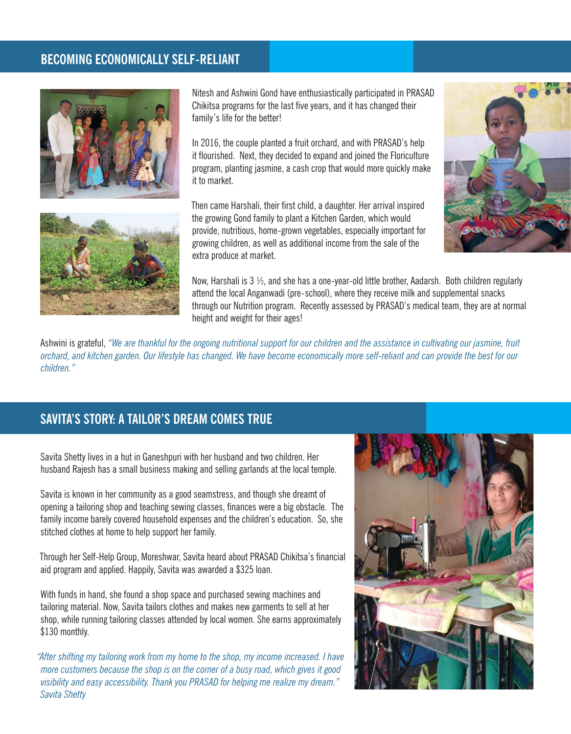## BECOMING ECONOMICALLY SELF-RELIANT

Nitesh and Ashwini Gond have enthusiastically participated in PRASAD Chikitsa programs for the last five years, and it has changed their family's life for the better!

In 2016, the couple planted a fruit orchard, and with PRASAD's help it flourished. Next, they decided to expand and joined the Floriculture program, planting jasmine, a cash crop that would more quickly make it to market.

Then came Harshali, their first child, a daughter. Her arrival inspired the growing Gond family to plant a Kitchen Garden, which would provide, nutritious, home-grown vegetables, especially important for growing children, as well as additional income from the sale of the extra produce at market.

Now, Harshali is 3 ½, and she has a one-year-old little brother, Aadarsh. Both children regularly attend the local Anganwadi (pre-school), where they receive milk and supplemental snacks through our Nutrition program. Recently assessed by PRASAD's medical team, they are at normal height and weight for their ages!

Ashwini is grateful, *"We are thankful for the ongoing nutritional support for our children and the assistance in cultivating our jasmine, fruit orchard, and kitchen garden. Our lifestyle has changed. We have become economically more self-reliant and can provide the best for our children."*

## SAVITA'S STORY: A TAILOR'S DREAM COMES TRUE

Savita Shetty lives in a hut in Ganeshpuri with her husband and two children. Her husband Rajesh has a small business making and selling garlands at the local temple.

Savita is known in her community as a good seamstress, and though she dreamt of opening a tailoring shop and teaching sewing classes, finances were a big obstacle. The family income barely covered household expenses and the children's education. So, she stitched clothes at home to help support her family.

Through her Self-Help Group, Moreshwar, Savita heard about PRASAD Chikitsa's financial aid program and applied. Happily, Savita was awarded a $325 loan.

With funds in hand, she found a shop space and purchased sewing machines and tailoring material. Now, Savita tailors clothes and makes new garments to sell at her shop, while running tailoring classes attended by local women. She earns approximately $130 monthly.

*"After shifting my tailoring work from my home to the shop, my income increased. I have more customers because the shop is on the corner of a busy road, which gives it good visibility and easy accessibility. Thank you PRASAD for helping me realize my dream." Savita Shetty*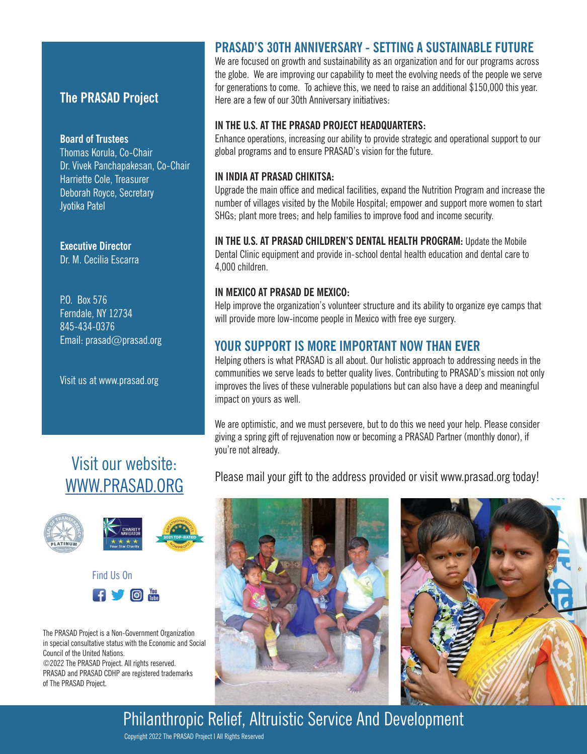## The PRASAD Project

**Board of Trustees**
Thomas Korula, Co-Chair
Dr. Vivek Panchapakesan, Co-Chair
Harriette Cole, Treasurer
Deborah Royce, Secretary
Jyotika Patel

**Executive Director**
Dr. M. Cecilia Escarra

P.O. Box 576
Ferndale, NY 12734
845-434-0376
Email: prasad@prasad.org

Visit us at www.prasad.org

Visit our website:
WWW.PRASAD.ORG

Find Us On

The PRASAD Project is a Non-Government Organization in special consultative status with the Economic and Social Council of the United Nations.
©2022 The PRASAD Project. All rights reserved.
PRASAD and PRASAD CDHP are registered trademarks of The PRASAD Project.

## PRASAD'S 30TH ANNIVERSARY - SETTING A SUSTAINABLE FUTURE

We are focused on growth and sustainability as an organization and for our programs across the globe. We are improving our capability to meet the evolving needs of the people we serve for generations to come. To achieve this, we need to raise an additional $150,000 this year. Here are a few of our 30th Anniversary initiatives:

**IN THE U.S. AT THE PRASAD PROJECT HEADQUARTERS:**
Enhance operations, increasing our ability to provide strategic and operational support to our global programs and to ensure PRASAD's vision for the future.

**IN INDIA AT PRASAD CHIKITSA:**
Upgrade the main office and medical facilities, expand the Nutrition Program and increase the number of villages visited by the Mobile Hospital; empower and support more women to start SHGs; plant more trees; and help families to improve food and income security.

**IN THE U.S. AT PRASAD CHILDREN'S DENTAL HEALTH PROGRAM:** Update the Mobile Dental Clinic equipment and provide in-school dental health education and dental care to 4,000 children.

**IN MEXICO AT PRASAD DE MEXICO:**
Help improve the organization's volunteer structure and its ability to organize eye camps that will provide more low-income people in Mexico with free eye surgery.

## YOUR SUPPORT IS MORE IMPORTANT NOW THAN EVER

Helping others is what PRASAD is all about. Our holistic approach to addressing needs in the communities we serve leads to better quality lives. Contributing to PRASAD's mission not only improves the lives of these vulnerable populations but can also have a deep and meaningful impact on yours as well.

We are optimistic, and we must persevere, but to do this we need your help. Please consider giving a spring gift of rejuvenation now or becoming a PRASAD Partner (monthly donor), if you're not already.

Please mail your gift to the address provided or visit www.prasad.org today!

Philanthropic Relief, Altruistic Service And Development